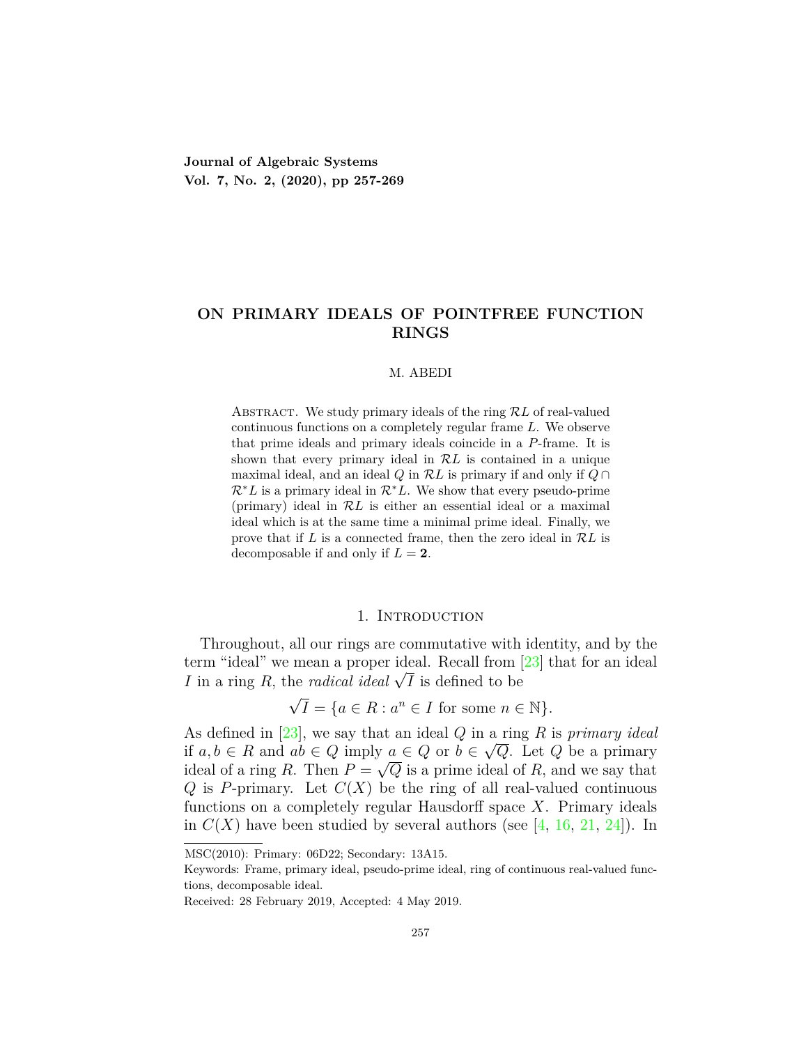# ON PRIMARY IDEALS OF POINTFREE FUNCTION RINGS

M. ABEDI

Abstract. We study primary ideals of the ring $\mathcal{R}L$ of real-valued continuous functions on a completely regular frame $L$. We observe that prime ideals and primary ideals coincide in a $P$-frame. It is shown that every primary ideal in $\mathcal{R}L$ is contained in a unique maximal ideal, and an ideal $Q$ in $\mathcal{R}L$ is primary if and only if $Q \cap \mathcal{R}^*L$ is a primary ideal in $\mathcal{R}^*L$. We show that every pseudo-prime (primary) ideal in $\mathcal{R}L$ is either an essential ideal or a maximal ideal which is at the same time a minimal prime ideal. Finally, we prove that if $L$ is a connected frame, then the zero ideal in $\mathcal{R}L$ is decomposable if and only if $L = \mathbf{2}$.

## 1. Introduction

Throughout, all our rings are commutative with identity, and by the term "ideal" we mean a proper ideal. Recall from [23] that for an ideal $I$ in a ring $R$, the *radical ideal* $\sqrt{I}$ is defined to be

$$\sqrt{I} = \{a \in R : a^n \in I \text{ for some } n \in \mathbb{N}\}.$$

As defined in [23], we say that an ideal $Q$ in a ring $R$ is *primary ideal* if $a, b \in R$ and $ab \in Q$ imply $a \in Q$ or $b \in \sqrt{Q}$. Let $Q$ be a primary ideal of a ring $R$. Then $P = \sqrt{Q}$ is a prime ideal of $R$, and we say that $Q$ is $P$-primary. Let $C(X)$ be the ring of all real-valued continuous functions on a completely regular Hausdorff space $X$. Primary ideals in $C(X)$ have been studied by several authors (see [4, 16, 21, 24]). In

---

MSC(2010): Primary: 06D22; Secondary: 13A15.

Keywords: Frame, primary ideal, pseudo-prime ideal, ring of continuous real-valued functions, decomposable ideal.

Received: 28 February 2019, Accepted: 4 May 2019.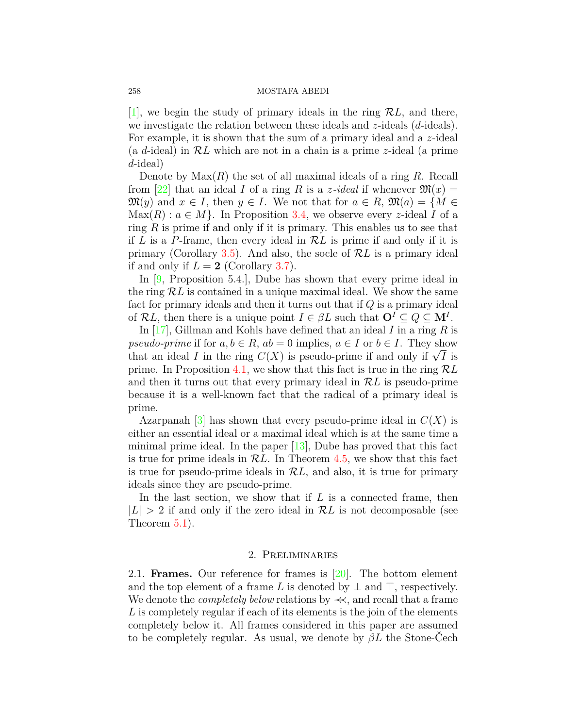[1], we begin the study of primary ideals in the ring $\mathcal{R}L$, and there, we investigate the relation between these ideals and $z$-ideals ($d$-ideals). For example, it is shown that the sum of a primary ideal and a $z$-ideal (a $d$-ideal) in $\mathcal{R}L$ which are not in a chain is a prime $z$-ideal (a prime $d$-ideal)

Denote by $\mathrm{Max}(R)$ the set of all maximal ideals of a ring $R$. Recall from [22] that an ideal $I$ of a ring $R$ is a *$z$-ideal* if whenever $\mathfrak{M}(x) = \mathfrak{M}(y)$ and $x \in I$, then $y \in I$. We not that for $a \in R$, $\mathfrak{M}(a) = \{M \in \mathrm{Max}(R) : a \in M\}$. In Proposition 3.4, we observe every $z$-ideal $I$ of a ring $R$ is prime if and only if it is primary. This enables us to see that if $L$ is a $P$-frame, then every ideal in $\mathcal{R}L$ is prime if and only if it is primary (Corollary 3.5). And also, the socle of $\mathcal{R}L$ is a primary ideal if and only if $L = \mathbf{2}$ (Corollary 3.7).

In [9, Proposition 5.4.], Dube has shown that every prime ideal in the ring $\mathcal{R}L$ is contained in a unique maximal ideal. We show the same fact for primary ideals and then it turns out that if $Q$ is a primary ideal of $\mathcal{R}L$, then there is a unique point $I \in \beta L$ such that $\mathbf{O}^I \subseteq Q \subseteq \mathbf{M}^I$.

In [17], Gillman and Kohls have defined that an ideal $I$ in a ring $R$ is *pseudo-prime* if for $a, b \in R$, $ab = 0$ implies, $a \in I$ or $b \in I$. They show that an ideal $I$ in the ring $C(X)$ is pseudo-prime if and only if $\sqrt{I}$ is prime. In Proposition 4.1, we show that this fact is true in the ring $\mathcal{R}L$ and then it turns out that every primary ideal in $\mathcal{R}L$ is pseudo-prime because it is a well-known fact that the radical of a primary ideal is prime.

Azarpanah [3] has shown that every pseudo-prime ideal in $C(X)$ is either an essential ideal or a maximal ideal which is at the same time a minimal prime ideal. In the paper [13], Dube has proved that this fact is true for prime ideals in $\mathcal{R}L$. In Theorem 4.5, we show that this fact is true for pseudo-prime ideals in $\mathcal{R}L$, and also, it is true for primary ideals since they are pseudo-prime.

In the last section, we show that if $L$ is a connected frame, then $|L| > 2$ if and only if the zero ideal in $\mathcal{R}L$ is not decomposable (see Theorem 5.1).

## 2. Preliminaries

2.1. **Frames.** Our reference for frames is [20]. The bottom element and the top element of a frame $L$ is denoted by $\bot$ and $\top$, respectively. We denote the *completely below* relations by $\prec\!\!\prec$, and recall that a frame $L$ is completely regular if each of its elements is the join of the elements completely below it. All frames considered in this paper are assumed to be completely regular. As usual, we denote by $\beta L$ the Stone-Čech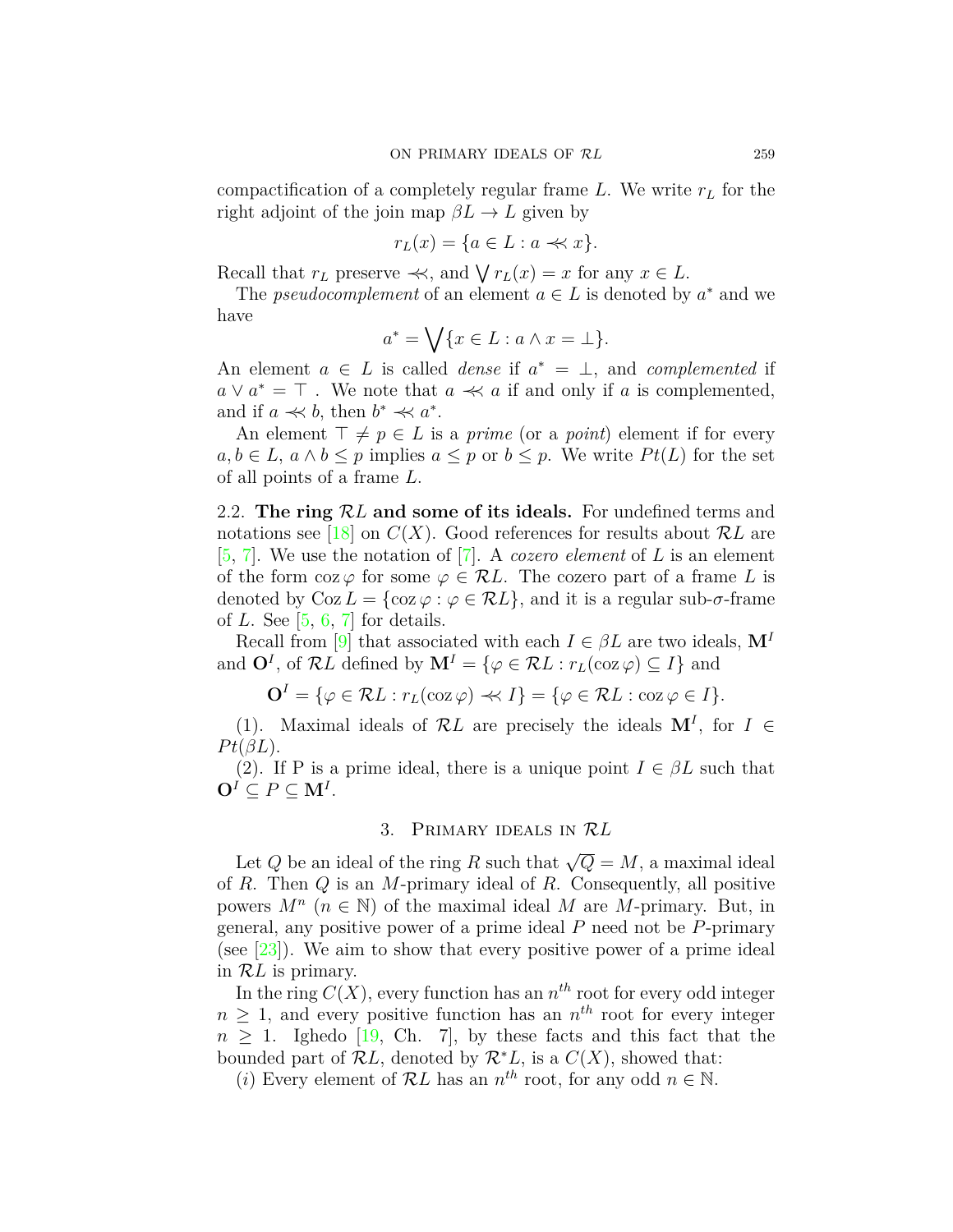compactification of a completely regular frame $L$. We write $r_L$ for the right adjoint of the join map $\beta L \to L$ given by

$$r_L(x) = \{a \in L : a \prec\!\!\prec x\}.$$

Recall that $r_L$ preserve $\prec\!\!\prec$, and $\bigvee r_L(x) = x$ for any $x \in L$.

The *pseudocomplement* of an element $a \in L$ is denoted by $a^*$ and we have

$$a^* = \bigvee\{x \in L : a \wedge x = \bot\}.$$

An element $a \in L$ is called *dense* if $a^* = \bot$, and *complemented* if $a \vee a^* = \top$ . We note that $a \prec\!\!\prec a$ if and only if $a$ is complemented, and if $a \prec\!\!\prec b$, then $b^* \prec\!\!\prec a^*$.

An element $\top \neq p \in L$ is a *prime* (or a *point*) element if for every $a, b \in L$, $a \wedge b \leq p$ implies $a \leq p$ or $b \leq p$. We write $Pt(L)$ for the set of all points of a frame $L$.

2.2. **The ring $\mathcal{R}L$ and some of its ideals.** For undefined terms and notations see [18] on $C(X)$. Good references for results about $\mathcal{R}L$ are [5, 7]. We use the notation of [7]. A *cozero element* of $L$ is an element of the form $\operatorname{coz}\varphi$ for some $\varphi \in \mathcal{R}L$. The cozero part of a frame $L$ is denoted by $\operatorname{Coz} L = \{\operatorname{coz}\varphi : \varphi \in \mathcal{R}L\}$, and it is a regular sub-$\sigma$-frame of $L$. See [5, 6, 7] for details.

Recall from [9] that associated with each $I \in \beta L$ are two ideals, $\mathbf{M}^I$ and $\mathbf{O}^I$, of $\mathcal{R}L$ defined by $\mathbf{M}^I = \{\varphi \in \mathcal{R}L : r_L(\operatorname{coz}\varphi) \subseteq I\}$ and

$$\mathbf{O}^I = \{\varphi \in \mathcal{R}L : r_L(\operatorname{coz}\varphi) \prec\!\!\prec I\} = \{\varphi \in \mathcal{R}L : \operatorname{coz}\varphi \in I\}.$$

(1). Maximal ideals of $\mathcal{R}L$ are precisely the ideals $\mathbf{M}^I$, for $I \in Pt(\beta L)$.

(2). If P is a prime ideal, there is a unique point $I \in \beta L$ such that $\mathbf{O}^I \subseteq P \subseteq \mathbf{M}^I$.

## 3. Primary ideals in $\mathcal{R}L$

Let $Q$ be an ideal of the ring $R$ such that $\sqrt{Q} = M$, a maximal ideal of $R$. Then $Q$ is an $M$-primary ideal of $R$. Consequently, all positive powers $M^n$ ($n \in \mathbb{N}$) of the maximal ideal $M$ are $M$-primary. But, in general, any positive power of a prime ideal $P$ need not be $P$-primary (see [23]). We aim to show that every positive power of a prime ideal in $\mathcal{R}L$ is primary.

In the ring $C(X)$, every function has an $n^{th}$ root for every odd integer $n \geq 1$, and every positive function has an $n^{th}$ root for every integer $n \geq 1$. Ighedo [19, Ch. 7], by these facts and this fact that the bounded part of $\mathcal{R}L$, denoted by $\mathcal{R}^*L$, is a $C(X)$, showed that:

($i$) Every element of $\mathcal{R}L$ has an $n^{th}$ root, for any odd $n \in \mathbb{N}$.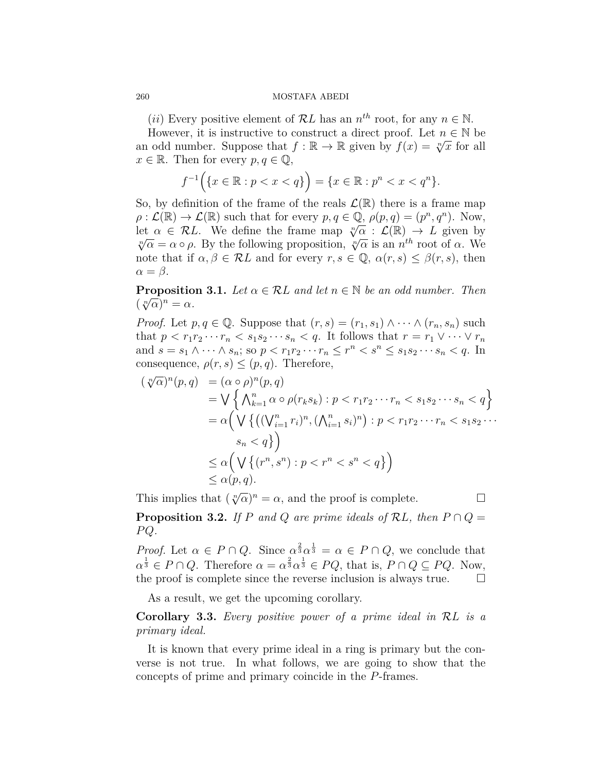$(ii)$ Every positive element of $\mathcal{R}L$ has an $n^{th}$ root, for any $n \in \mathbb{N}$.

However, it is instructive to construct a direct proof. Let $n \in \mathbb{N}$ be an odd number. Suppose that $f : \mathbb{R} \to \mathbb{R}$ given by $f(x) = \sqrt[n]{x}$ for all $x \in \mathbb{R}$. Then for every $p, q \in \mathbb{Q}$,

$$f^{-1}\Big(\{x \in \mathbb{R} : p < x < q\}\Big) = \{x \in \mathbb{R} : p^n < x < q^n\}.$$

So, by definition of the frame of the reals $\mathcal{L}(\mathbb{R})$ there is a frame map $\rho : \mathcal{L}(\mathbb{R}) \to \mathcal{L}(\mathbb{R})$ such that for every $p, q \in \mathbb{Q}$, $\rho(p, q) = (p^n, q^n)$. Now, let $\alpha \in \mathcal{R}L$. We define the frame map $\sqrt[n]{\alpha} : \mathcal{L}(\mathbb{R}) \to L$ given by $\sqrt[n]{\alpha} = \alpha \circ \rho$. By the following proposition, $\sqrt[n]{\alpha}$ is an $n^{th}$ root of $\alpha$. We note that if $\alpha, \beta \in \mathcal{R}L$ and for every $r, s \in \mathbb{Q}$, $\alpha(r, s) \leq \beta(r, s)$, then $\alpha = \beta$.

**Proposition 3.1.** *Let $\alpha \in \mathcal{R}L$ and let $n \in \mathbb{N}$ be an odd number. Then $(\sqrt[n]{\alpha})^n = \alpha$.*

*Proof.* Let $p, q \in \mathbb{Q}$. Suppose that $(r, s) = (r_1, s_1) \wedge \cdots \wedge (r_n, s_n)$ such that $p < r_1 r_2 \cdots r_n < s_1 s_2 \cdots s_n < q$. It follows that $r = r_1 \vee \cdots \vee r_n$ and $s = s_1 \wedge \cdots \wedge s_n$; so $p < r_1 r_2 \cdots r_n \leq r^n < s^n \leq s_1 s_2 \cdots s_n < q$. In consequence, $\rho(r, s) \leq (p, q)$. Therefore,

$$\begin{aligned}
(\sqrt[n]{\alpha})^n(p, q) &= (\alpha \circ \rho)^n(p, q) \\
&= \bigvee \Big\{ \textstyle\bigwedge_{k=1}^n \alpha \circ \rho(r_k s_k) : p < r_1 r_2 \cdots r_n < s_1 s_2 \cdots s_n < q \Big\} \\
&= \alpha\Big( \bigvee \big\{ \big((\textstyle\bigvee_{i=1}^n r_i)^n, (\textstyle\bigwedge_{i=1}^n s_i)^n\big) : p < r_1 r_2 \cdots r_n < s_1 s_2 \cdots \\
&\qquad s_n < q \big\}\Big) \\
&\leq \alpha\Big( \bigvee \big\{ (r^n, s^n) : p < r^n < s^n < q \big\}\Big) \\
&\leq \alpha(p, q).
\end{aligned}$$

This implies that $(\sqrt[n]{\alpha})^n = \alpha$, and the proof is complete. $\square$

**Proposition 3.2.** *If $P$ and $Q$ are prime ideals of $\mathcal{R}L$, then $P \cap Q = PQ$.*

*Proof.* Let $\alpha \in P \cap Q$. Since $\alpha^{\frac{2}{3}} \alpha^{\frac{1}{3}} = \alpha \in P \cap Q$, we conclude that $\alpha^{\frac{1}{3}} \in P \cap Q$. Therefore $\alpha = \alpha^{\frac{2}{3}} \alpha^{\frac{1}{3}} \in PQ$, that is, $P \cap Q \subseteq PQ$. Now, the proof is complete since the reverse inclusion is always true. $\square$

As a result, we get the upcoming corollary.

**Corollary 3.3.** *Every positive power of a prime ideal in $\mathcal{R}L$ is a primary ideal.*

It is known that every prime ideal in a ring is primary but the converse is not true. In what follows, we are going to show that the concepts of prime and primary coincide in the $P$-frames.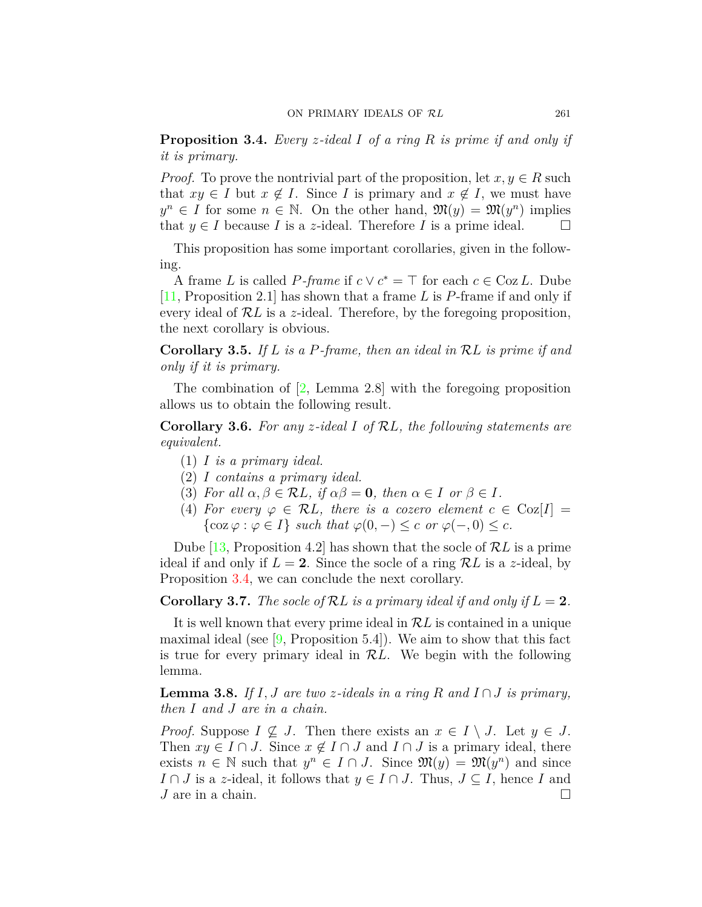**Proposition 3.4.** *Every $z$-ideal $I$ of a ring $R$ is prime if and only if it is primary.*

*Proof.* To prove the nontrivial part of the proposition, let $x, y \in R$ such that $xy \in I$ but $x \notin I$. Since $I$ is primary and $x \notin I$, we must have $y^n \in I$ for some $n \in \mathbb{N}$. On the other hand, $\mathfrak{M}(y) = \mathfrak{M}(y^n)$ implies that $y \in I$ because $I$ is a $z$-ideal. Therefore $I$ is a prime ideal. $\square$

This proposition has some important corollaries, given in the following.

A frame $L$ is called *$P$-frame* if $c \vee c^* = \top$ for each $c \in \operatorname{Coz} L$. Dube [11, Proposition 2.1] has shown that a frame $L$ is $P$-frame if and only if every ideal of $\mathcal{R}L$ is a $z$-ideal. Therefore, by the foregoing proposition, the next corollary is obvious.

**Corollary 3.5.** *If $L$ is a $P$-frame, then an ideal in $\mathcal{R}L$ is prime if and only if it is primary.*

The combination of [2, Lemma 2.8] with the foregoing proposition allows us to obtain the following result.

**Corollary 3.6.** *For any $z$-ideal $I$ of $\mathcal{R}L$, the following statements are equivalent.*

1. *$I$ is a primary ideal.*
2. *$I$ contains a primary ideal.*
3. *For all $\alpha, \beta \in \mathcal{R}L$, if $\alpha\beta = \mathbf{0}$, then $\alpha \in I$ or $\beta \in I$.*
4. *For every $\varphi \in \mathcal{R}L$, there is a cozero element $c \in \operatorname{Coz}[I] = \{\operatorname{coz} \varphi : \varphi \in I\}$ such that $\varphi(0, -) \leq c$ or $\varphi(-, 0) \leq c$.*

Dube [13, Proposition 4.2] has shown that the socle of $\mathcal{R}L$ is a prime ideal if and only if $L = \mathbf{2}$. Since the socle of a ring $\mathcal{R}L$ is a $z$-ideal, by Proposition 3.4, we can conclude the next corollary.

**Corollary 3.7.** *The socle of $\mathcal{R}L$ is a primary ideal if and only if $L = \mathbf{2}$.*

It is well known that every prime ideal in $\mathcal{R}L$ is contained in a unique maximal ideal (see [9, Proposition 5.4]). We aim to show that this fact is true for every primary ideal in $\mathcal{R}L$. We begin with the following lemma.

**Lemma 3.8.** *If $I, J$ are two $z$-ideals in a ring $R$ and $I \cap J$ is primary, then $I$ and $J$ are in a chain.*

*Proof.* Suppose $I \not\subseteq J$. Then there exists an $x \in I \setminus J$. Let $y \in J$. Then $xy \in I \cap J$. Since $x \notin I \cap J$ and $I \cap J$ is a primary ideal, there exists $n \in \mathbb{N}$ such that $y^n \in I \cap J$. Since $\mathfrak{M}(y) = \mathfrak{M}(y^n)$ and since $I \cap J$ is a $z$-ideal, it follows that $y \in I \cap J$. Thus, $J \subseteq I$, hence $I$ and $J$ are in a chain. $\square$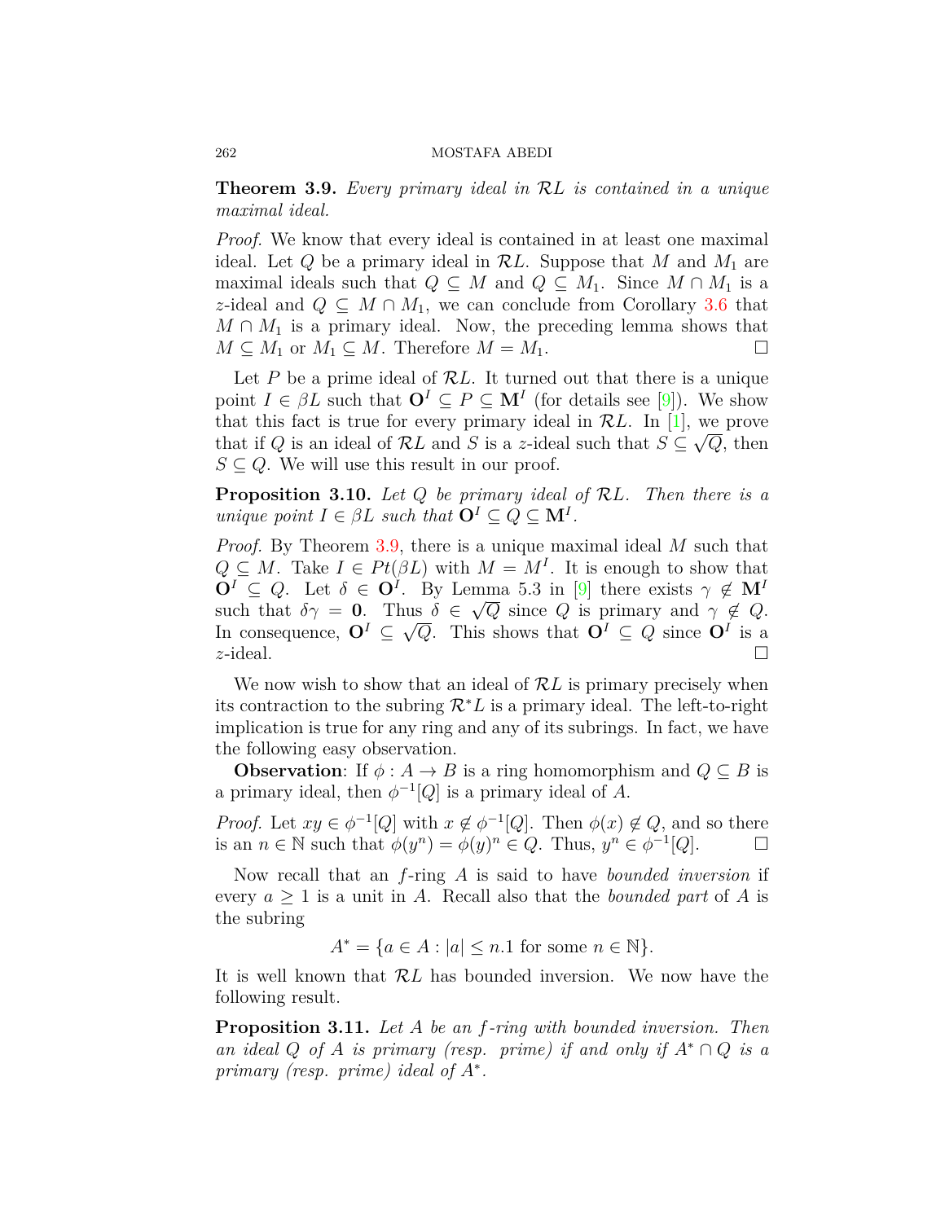**Theorem 3.9.** *Every primary ideal in $\mathcal{R}L$ is contained in a unique maximal ideal.*

*Proof.* We know that every ideal is contained in at least one maximal ideal. Let $Q$ be a primary ideal in $\mathcal{R}L$. Suppose that $M$ and $M_1$ are maximal ideals such that $Q \subseteq M$ and $Q \subseteq M_1$. Since $M \cap M_1$ is a $z$-ideal and $Q \subseteq M \cap M_1$, we can conclude from Corollary 3.6 that $M \cap M_1$ is a primary ideal. Now, the preceding lemma shows that $M \subseteq M_1$ or $M_1 \subseteq M$. Therefore $M = M_1$. $\square$

Let $P$ be a prime ideal of $\mathcal{R}L$. It turned out that there is a unique point $I \in \beta L$ such that $\mathbf{O}^I \subseteq P \subseteq \mathbf{M}^I$ (for details see [9]). We show that this fact is true for every primary ideal in $\mathcal{R}L$. In [1], we prove that if $Q$ is an ideal of $\mathcal{R}L$ and $S$ is a $z$-ideal such that $S \subseteq \sqrt{Q}$, then $S \subseteq Q$. We will use this result in our proof.

**Proposition 3.10.** *Let $Q$ be primary ideal of $\mathcal{R}L$. Then there is a unique point $I \in \beta L$ such that $\mathbf{O}^I \subseteq Q \subseteq \mathbf{M}^I$.*

*Proof.* By Theorem 3.9, there is a unique maximal ideal $M$ such that $Q \subseteq M$. Take $I \in Pt(\beta L)$ with $M = M^I$. It is enough to show that $\mathbf{O}^I \subseteq Q$. Let $\delta \in \mathbf{O}^I$. By Lemma 5.3 in [9] there exists $\gamma \notin \mathbf{M}^I$ such that $\delta\gamma = \mathbf{0}$. Thus $\delta \in \sqrt{Q}$ since $Q$ is primary and $\gamma \notin Q$. In consequence, $\mathbf{O}^I \subseteq \sqrt{Q}$. This shows that $\mathbf{O}^I \subseteq Q$ since $\mathbf{O}^I$ is a $z$-ideal. $\square$

We now wish to show that an ideal of $\mathcal{R}L$ is primary precisely when its contraction to the subring $\mathcal{R}^*L$ is a primary ideal. The left-to-right implication is true for any ring and any of its subrings. In fact, we have the following easy observation.

**Observation**: If $\phi : A \to B$ is a ring homomorphism and $Q \subseteq B$ is a primary ideal, then $\phi^{-1}[Q]$ is a primary ideal of $A$.

*Proof.* Let $xy \in \phi^{-1}[Q]$ with $x \notin \phi^{-1}[Q]$. Then $\phi(x) \notin Q$, and so there is an $n \in \mathbb{N}$ such that $\phi(y^n) = \phi(y)^n \in Q$. Thus, $y^n \in \phi^{-1}[Q]$. $\square$

Now recall that an $f$-ring $A$ is said to have *bounded inversion* if every $a \geq 1$ is a unit in $A$. Recall also that the *bounded part* of $A$ is the subring

$$A^* = \{a \in A : |a| \leq n.1 \text{ for some } n \in \mathbb{N}\}.$$

It is well known that $\mathcal{R}L$ has bounded inversion. We now have the following result.

**Proposition 3.11.** *Let $A$ be an $f$-ring with bounded inversion. Then an ideal $Q$ of $A$ is primary (resp. prime) if and only if $A^* \cap Q$ is a primary (resp. prime) ideal of $A^*$.*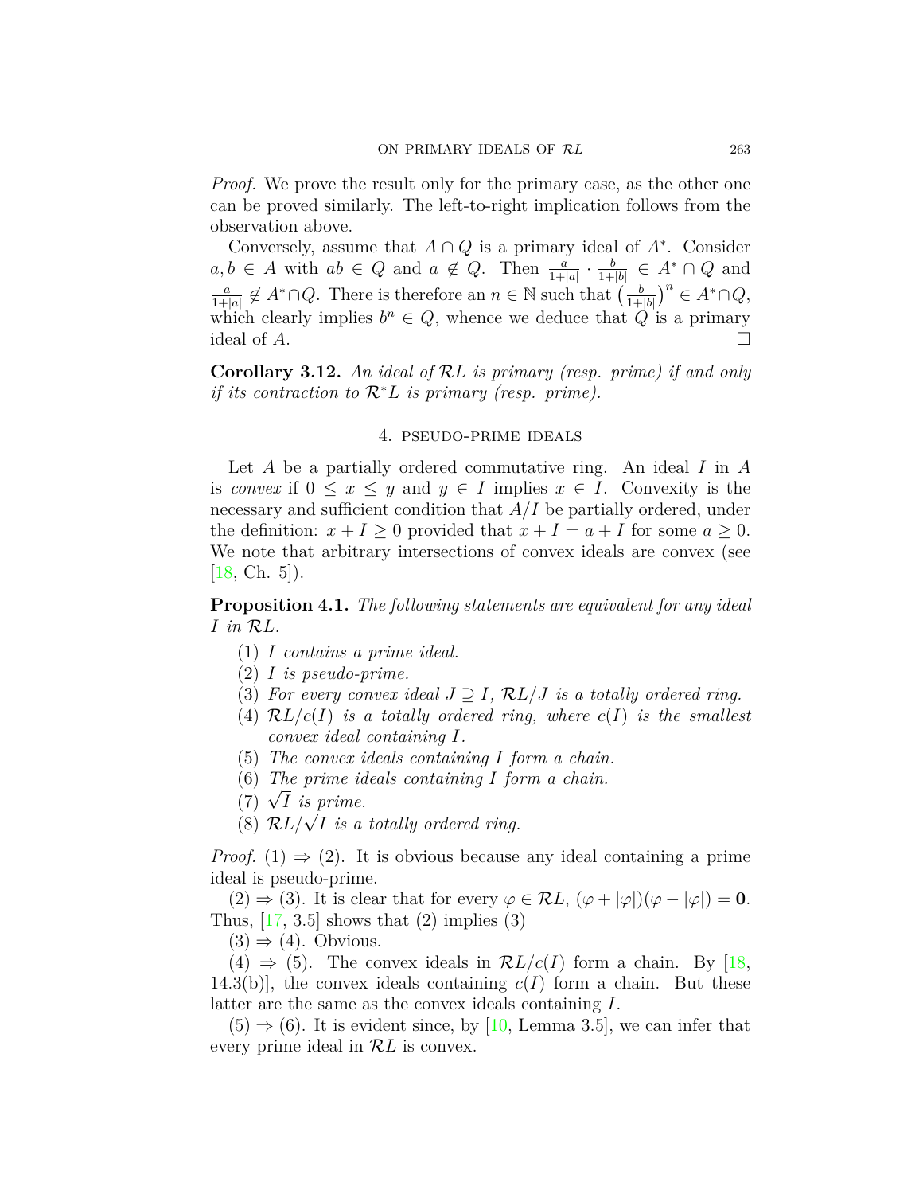*Proof.* We prove the result only for the primary case, as the other one can be proved similarly. The left-to-right implication follows from the observation above.

Conversely, assume that $A \cap Q$ is a primary ideal of $A^*$. Consider $a, b \in A$ with $ab \in Q$ and $a \notin Q$. Then $\frac{a}{1+|a|} \cdot \frac{b}{1+|b|} \in A^* \cap Q$ and $\frac{a}{1+|a|} \notin A^* \cap Q$. There is therefore an $n \in \mathbb{N}$ such that $\left(\frac{b}{1+|b|}\right)^n \in A^* \cap Q$, which clearly implies $b^n \in Q$, whence we deduce that $Q$ is a primary ideal of $A$. □

**Corollary 3.12.** *An ideal of $\mathcal{R}L$ is primary (resp. prime) if and only if its contraction to $\mathcal{R}^*L$ is primary (resp. prime).*

## 4. Pseudo-prime ideals

Let $A$ be a partially ordered commutative ring. An ideal $I$ in $A$ is *convex* if $0 \leq x \leq y$ and $y \in I$ implies $x \in I$. Convexity is the necessary and sufficient condition that $A/I$ be partially ordered, under the definition: $x + I \geq 0$ provided that $x + I = a + I$ for some $a \geq 0$. We note that arbitrary intersections of convex ideals are convex (see [18, Ch. 5]).

**Proposition 4.1.** *The following statements are equivalent for any ideal $I$ in $\mathcal{R}L$.*

1. *$I$ contains a prime ideal.*
2. *$I$ is pseudo-prime.*
3. *For every convex ideal $J \supseteq I$, $\mathcal{R}L/J$ is a totally ordered ring.*
4. *$\mathcal{R}L/c(I)$ is a totally ordered ring, where $c(I)$ is the smallest convex ideal containing $I$.*
5. *The convex ideals containing $I$ form a chain.*
6. *The prime ideals containing $I$ form a chain.*
7. *$\sqrt{I}$ is prime.*
8. *$\mathcal{R}L/\sqrt{I}$ is a totally ordered ring.*

*Proof.* (1) $\Rightarrow$ (2). It is obvious because any ideal containing a prime ideal is pseudo-prime.

(2) $\Rightarrow$ (3). It is clear that for every $\varphi \in \mathcal{R}L$, $(\varphi + |\varphi|)(\varphi - |\varphi|) = \mathbf{0}$. Thus, [17, 3.5] shows that (2) implies (3)

(3) $\Rightarrow$ (4). Obvious.

(4) $\Rightarrow$ (5). The convex ideals in $\mathcal{R}L/c(I)$ form a chain. By [18, 14.3(b)], the convex ideals containing $c(I)$ form a chain. But these latter are the same as the convex ideals containing $I$.

(5) $\Rightarrow$ (6). It is evident since, by [10, Lemma 3.5], we can infer that every prime ideal in $\mathcal{R}L$ is convex.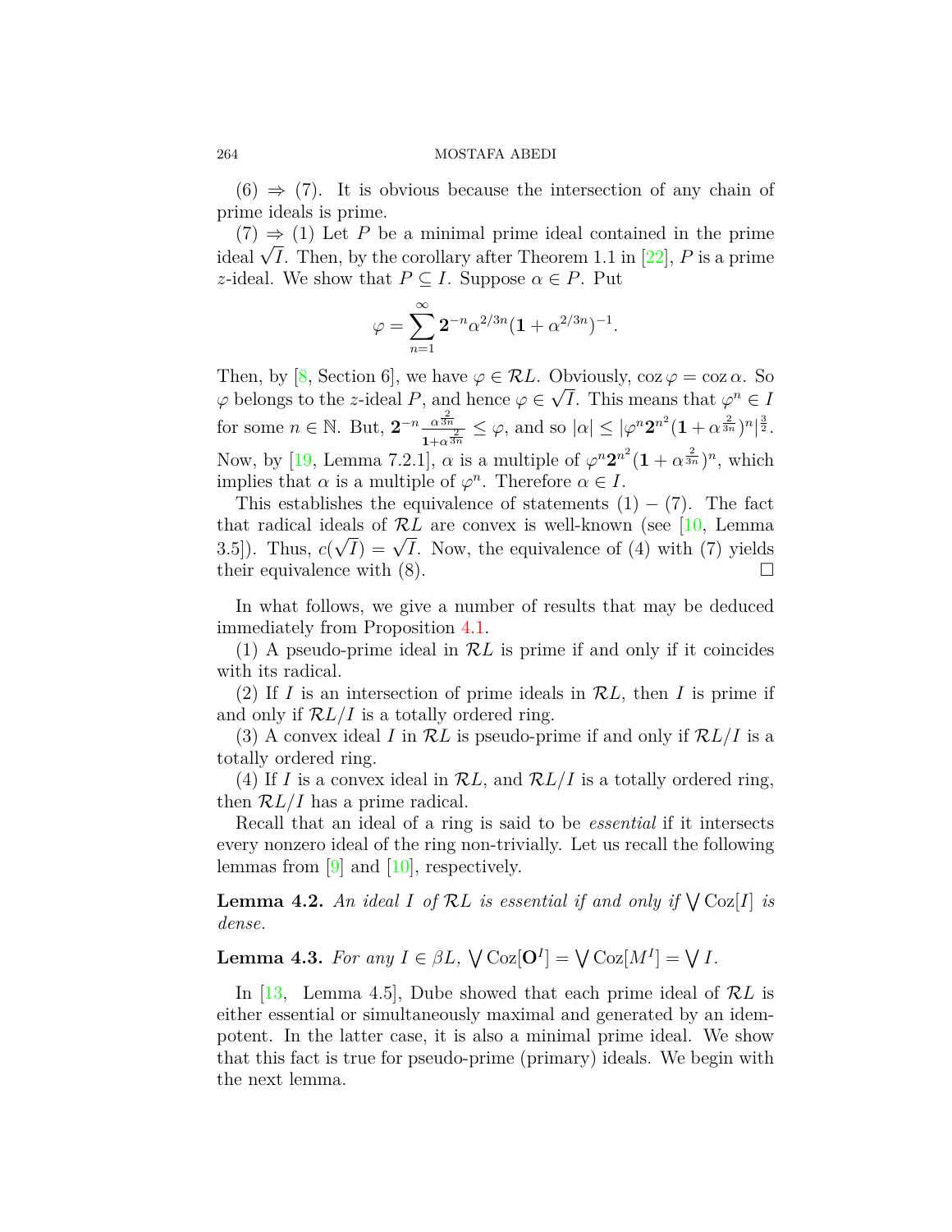(6) $\Rightarrow$ (7). It is obvious because the intersection of any chain of prime ideals is prime.

(7) $\Rightarrow$ (1) Let $P$ be a minimal prime ideal contained in the prime ideal $\sqrt{I}$. Then, by the corollary after Theorem 1.1 in [22], $P$ is a prime $z$-ideal. We show that $P \subseteq I$. Suppose $\alpha \in P$. Put

$$\varphi = \sum_{n=1}^{\infty} \mathbf{2}^{-n} \alpha^{2/3n} (\mathbf{1} + \alpha^{2/3n})^{-1}.$$

Then, by [8, Section 6], we have $\varphi \in \mathcal{R}L$. Obviously, $\operatorname{coz} \varphi = \operatorname{coz} \alpha$. So $\varphi$ belongs to the $z$-ideal $P$, and hence $\varphi \in \sqrt{I}$. This means that $\varphi^n \in I$ for some $n \in \mathbb{N}$. But, $\mathbf{2}^{-n} \frac{\alpha^{\frac{2}{3n}}}{\mathbf{1}+\alpha^{\frac{2}{3n}}} \leq \varphi$, and so $|\alpha| \leq |\varphi^n \mathbf{2}^{n^2} (\mathbf{1} + \alpha^{\frac{2}{3n}})^n|^{\frac{3}{2}}$. Now, by [19, Lemma 7.2.1], $\alpha$ is a multiple of $\varphi^n \mathbf{2}^{n^2} (\mathbf{1} + \alpha^{\frac{2}{3n}})^n$, which implies that $\alpha$ is a multiple of $\varphi^n$. Therefore $\alpha \in I$.

This establishes the equivalence of statements $(1) - (7)$. The fact that radical ideals of $\mathcal{R}L$ are convex is well-known (see [10, Lemma 3.5]). Thus, $c(\sqrt{I}) = \sqrt{I}$. Now, the equivalence of (4) with (7) yields their equivalence with (8). $\square$

In what follows, we give a number of results that may be deduced immediately from Proposition 4.1.

(1) A pseudo-prime ideal in $\mathcal{R}L$ is prime if and only if it coincides with its radical.

(2) If $I$ is an intersection of prime ideals in $\mathcal{R}L$, then $I$ is prime if and only if $\mathcal{R}L/I$ is a totally ordered ring.

(3) A convex ideal $I$ in $\mathcal{R}L$ is pseudo-prime if and only if $\mathcal{R}L/I$ is a totally ordered ring.

(4) If $I$ is a convex ideal in $\mathcal{R}L$, and $\mathcal{R}L/I$ is a totally ordered ring, then $\mathcal{R}L/I$ has a prime radical.

Recall that an ideal of a ring is said to be *essential* if it intersects every nonzero ideal of the ring non-trivially. Let us recall the following lemmas from [9] and [10], respectively.

**Lemma 4.2.** *An ideal $I$ of $\mathcal{R}L$ is essential if and only if $\bigvee \operatorname{Coz}[I]$ is dense.*

**Lemma 4.3.** *For any $I \in \beta L$, $\bigvee \operatorname{Coz}[\mathbf{O}^I] = \bigvee \operatorname{Coz}[M^I] = \bigvee I$.*

In [13, Lemma 4.5], Dube showed that each prime ideal of $\mathcal{R}L$ is either essential or simultaneously maximal and generated by an idempotent. In the latter case, it is also a minimal prime ideal. We show that this fact is true for pseudo-prime (primary) ideals. We begin with the next lemma.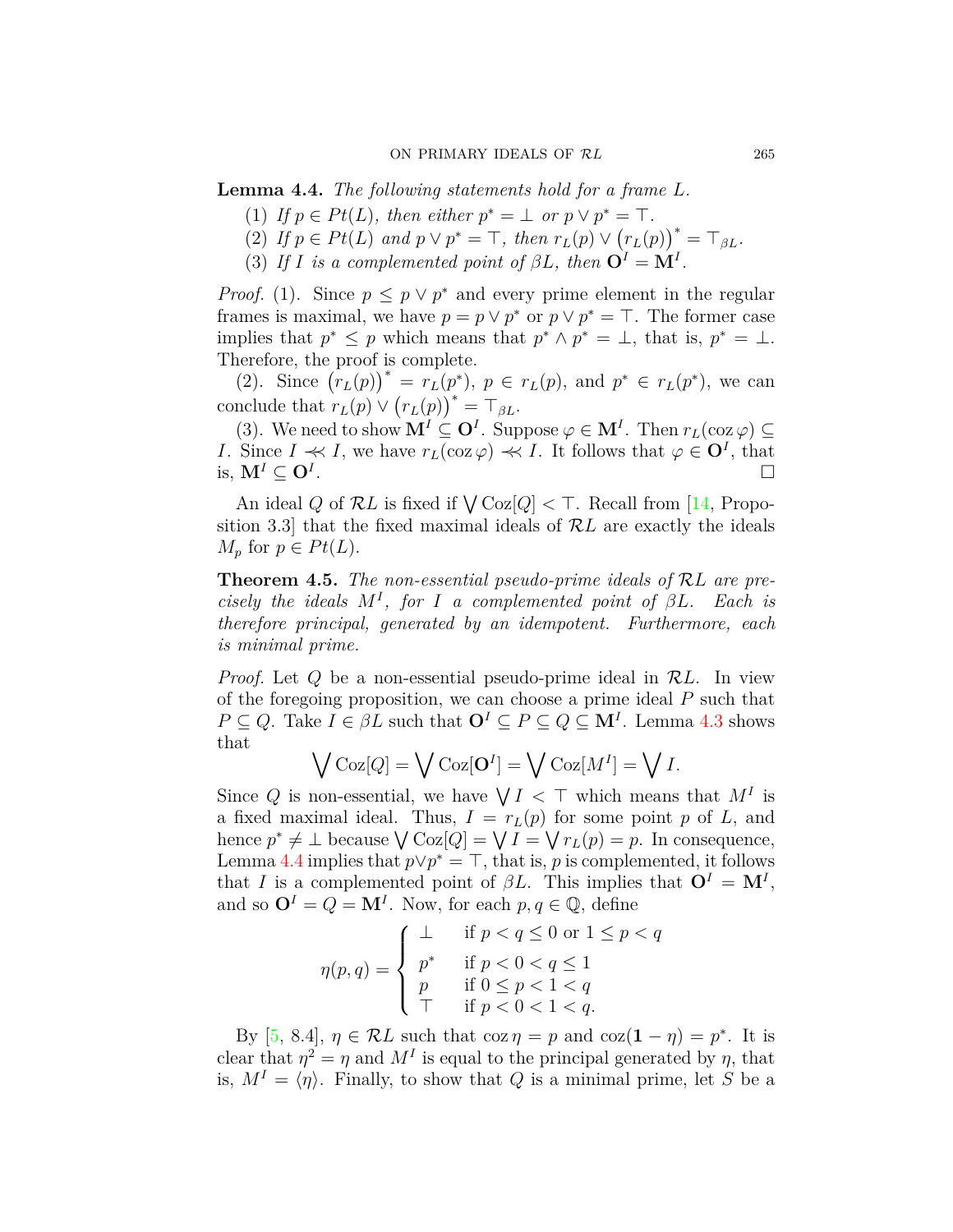**Lemma 4.4.** *The following statements hold for a frame $L$.*

1. *If $p \in Pt(L)$, then either $p^* = \bot$ or $p \vee p^* = \top$.*
2. *If $p \in Pt(L)$ and $p \vee p^* = \top$, then $r_L(p) \vee \left(r_L(p)\right)^* = \top_{\beta L}$.*
3. *If $I$ is a complemented point of $\beta L$, then $\mathbf{O}^I = \mathbf{M}^I$.*

*Proof.* (1). Since $p \leq p \vee p^*$ and every prime element in the regular frames is maximal, we have $p = p \vee p^*$ or $p \vee p^* = \top$. The former case implies that $p^* \leq p$ which means that $p^* \wedge p^* = \bot$, that is, $p^* = \bot$. Therefore, the proof is complete.

(2). Since $\left(r_L(p)\right)^* = r_L(p^*)$, $p \in r_L(p)$, and $p^* \in r_L(p^*)$, we can conclude that $r_L(p) \vee \left(r_L(p)\right)^* = \top_{\beta L}$.

(3). We need to show $\mathbf{M}^I \subseteq \mathbf{O}^I$. Suppose $\varphi \in \mathbf{M}^I$. Then $r_L(\operatorname{coz}\varphi) \subseteq I$. Since $I \lll I$, we have $r_L(\operatorname{coz}\varphi) \lll I$. It follows that $\varphi \in \mathbf{O}^I$, that is, $\mathbf{M}^I \subseteq \mathbf{O}^I$. $\square$

An ideal $Q$ of $\mathcal{R}L$ is fixed if $\bigvee \operatorname{Coz}[Q] < \top$. Recall from [14, Proposition 3.3] that the fixed maximal ideals of $\mathcal{R}L$ are exactly the ideals $M_p$ for $p \in Pt(L)$.

**Theorem 4.5.** *The non-essential pseudo-prime ideals of $\mathcal{R}L$ are precisely the ideals $M^I$, for $I$ a complemented point of $\beta L$. Each is therefore principal, generated by an idempotent. Furthermore, each is minimal prime.*

*Proof.* Let $Q$ be a non-essential pseudo-prime ideal in $\mathcal{R}L$. In view of the foregoing proposition, we can choose a prime ideal $P$ such that $P \subseteq Q$. Take $I \in \beta L$ such that $\mathbf{O}^I \subseteq P \subseteq Q \subseteq \mathbf{M}^I$. Lemma 4.3 shows that

$$\bigvee \operatorname{Coz}[Q] = \bigvee \operatorname{Coz}[\mathbf{O}^I] = \bigvee \operatorname{Coz}[M^I] = \bigvee I.$$

Since $Q$ is non-essential, we have $\bigvee I < \top$ which means that $M^I$ is a fixed maximal ideal. Thus, $I = r_L(p)$ for some point $p$ of $L$, and hence $p^* \neq \bot$ because $\bigvee \operatorname{Coz}[Q] = \bigvee I = \bigvee r_L(p) = p$. In consequence, Lemma 4.4 implies that $p \vee p^* = \top$, that is, $p$ is complemented, it follows that $I$ is a complemented point of $\beta L$. This implies that $\mathbf{O}^I = \mathbf{M}^I$, and so $\mathbf{O}^I = Q = \mathbf{M}^I$. Now, for each $p, q \in \mathbb{Q}$, define

$$\eta(p,q) = \begin{cases} \bot & \text{if } p < q \leq 0 \text{ or } 1 \leq p < q \\ p^* & \text{if } p < 0 < q \leq 1 \\ p & \text{if } 0 \leq p < 1 < q \\ \top & \text{if } p < 0 < 1 < q. \end{cases}$$

By [5, 8.4], $\eta \in \mathcal{R}L$ such that $\operatorname{coz}\eta = p$ and $\operatorname{coz}(\mathbf{1} - \eta) = p^*$. It is clear that $\eta^2 = \eta$ and $M^I$ is equal to the principal generated by $\eta$, that is, $M^I = \langle \eta \rangle$. Finally, to show that $Q$ is a minimal prime, let $S$ be a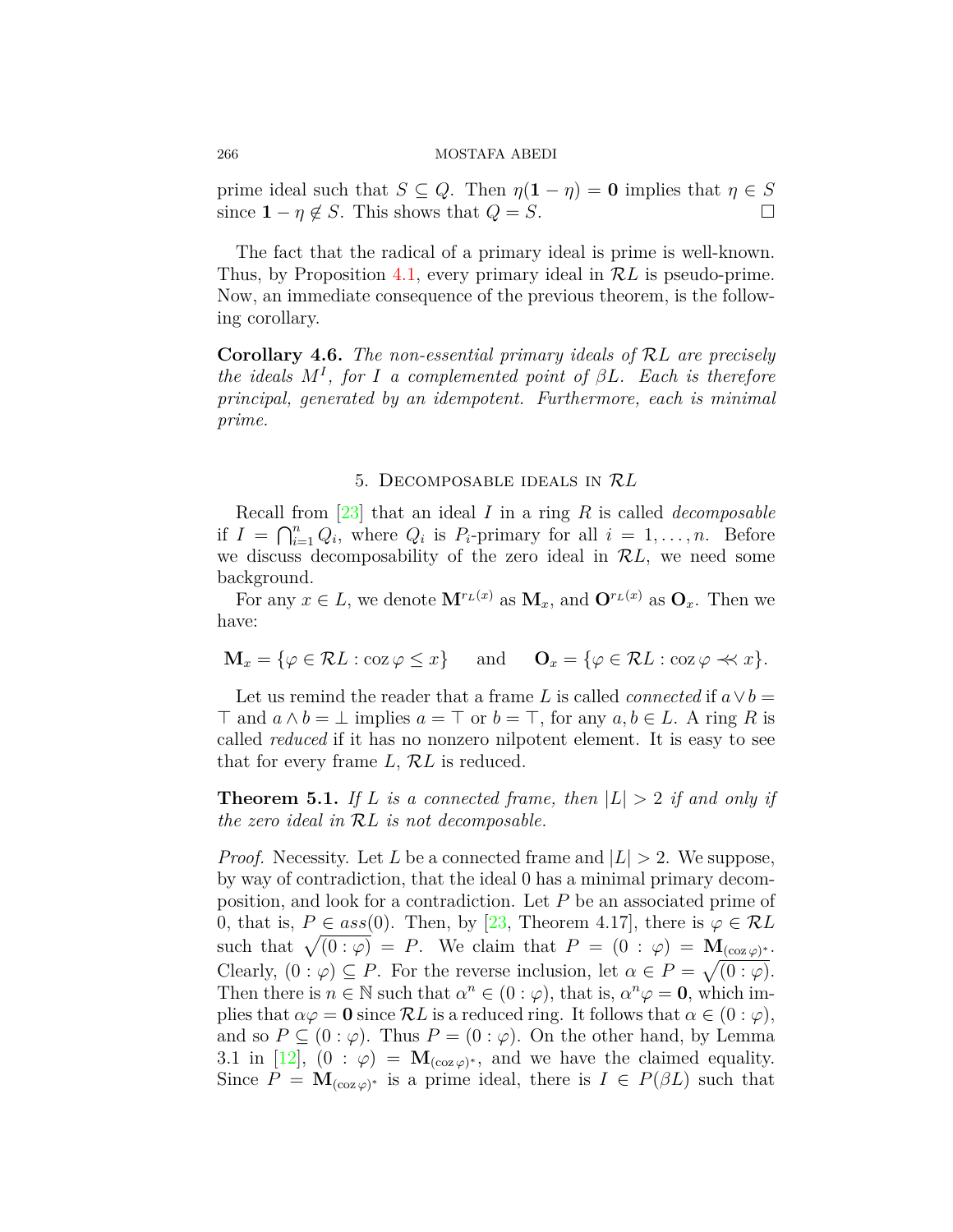prime ideal such that $S \subseteq Q$. Then $\eta(\mathbf{1} - \eta) = \mathbf{0}$ implies that $\eta \in S$ since $\mathbf{1} - \eta \notin S$. This shows that $Q = S$. □

The fact that the radical of a primary ideal is prime is well-known. Thus, by Proposition 4.1, every primary ideal in $\mathcal{R}L$ is pseudo-prime. Now, an immediate consequence of the previous theorem, is the following corollary.

**Corollary 4.6.** *The non-essential primary ideals of $\mathcal{R}L$ are precisely the ideals $M^I$, for $I$ a complemented point of $\beta L$. Each is therefore principal, generated by an idempotent. Furthermore, each is minimal prime.*

## 5. Decomposable ideals in $\mathcal{R}L$

Recall from [23] that an ideal $I$ in a ring $R$ is called *decomposable* if $I = \bigcap_{i=1}^{n} Q_i$, where $Q_i$ is $P_i$-primary for all $i = 1, \ldots, n$. Before we discuss decomposability of the zero ideal in $\mathcal{R}L$, we need some background.

For any $x \in L$, we denote $\mathbf{M}^{r_L(x)}$ as $\mathbf{M}_x$, and $\mathbf{O}^{r_L(x)}$ as $\mathbf{O}_x$. Then we have:

$$\mathbf{M}_x = \{\varphi \in \mathcal{R}L : \operatorname{coz} \varphi \leq x\} \quad \text{and} \quad \mathbf{O}_x = \{\varphi \in \mathcal{R}L : \operatorname{coz} \varphi \prec\!\!\prec x\}.$$

Let us remind the reader that a frame $L$ is called *connected* if $a \vee b = \top$ and $a \wedge b = \bot$ implies $a = \top$ or $b = \top$, for any $a, b \in L$. A ring $R$ is called *reduced* if it has no nonzero nilpotent element. It is easy to see that for every frame $L$, $\mathcal{R}L$ is reduced.

**Theorem 5.1.** *If $L$ is a connected frame, then $|L| > 2$ if and only if the zero ideal in $\mathcal{R}L$ is not decomposable.*

*Proof.* Necessity. Let $L$ be a connected frame and $|L| > 2$. We suppose, by way of contradiction, that the ideal 0 has a minimal primary decomposition, and look for a contradiction. Let $P$ be an associated prime of 0, that is, $P \in ass(0)$. Then, by [23, Theorem 4.17], there is $\varphi \in \mathcal{R}L$ such that $\sqrt{(0 : \varphi)} = P$. We claim that $P = (0 : \varphi) = \mathbf{M}_{(\operatorname{coz} \varphi)^*}$. Clearly, $(0 : \varphi) \subseteq P$. For the reverse inclusion, let $\alpha \in P = \sqrt{(0 : \varphi)}$. Then there is $n \in \mathbb{N}$ such that $\alpha^n \in (0 : \varphi)$, that is, $\alpha^n \varphi = \mathbf{0}$, which implies that $\alpha \varphi = \mathbf{0}$ since $\mathcal{R}L$ is a reduced ring. It follows that $\alpha \in (0 : \varphi)$, and so $P \subseteq (0 : \varphi)$. Thus $P = (0 : \varphi)$. On the other hand, by Lemma 3.1 in [12], $(0 : \varphi) = \mathbf{M}_{(\operatorname{coz} \varphi)^*}$, and we have the claimed equality. Since $P = \mathbf{M}_{(\operatorname{coz} \varphi)^*}$ is a prime ideal, there is $I \in P(\beta L)$ such that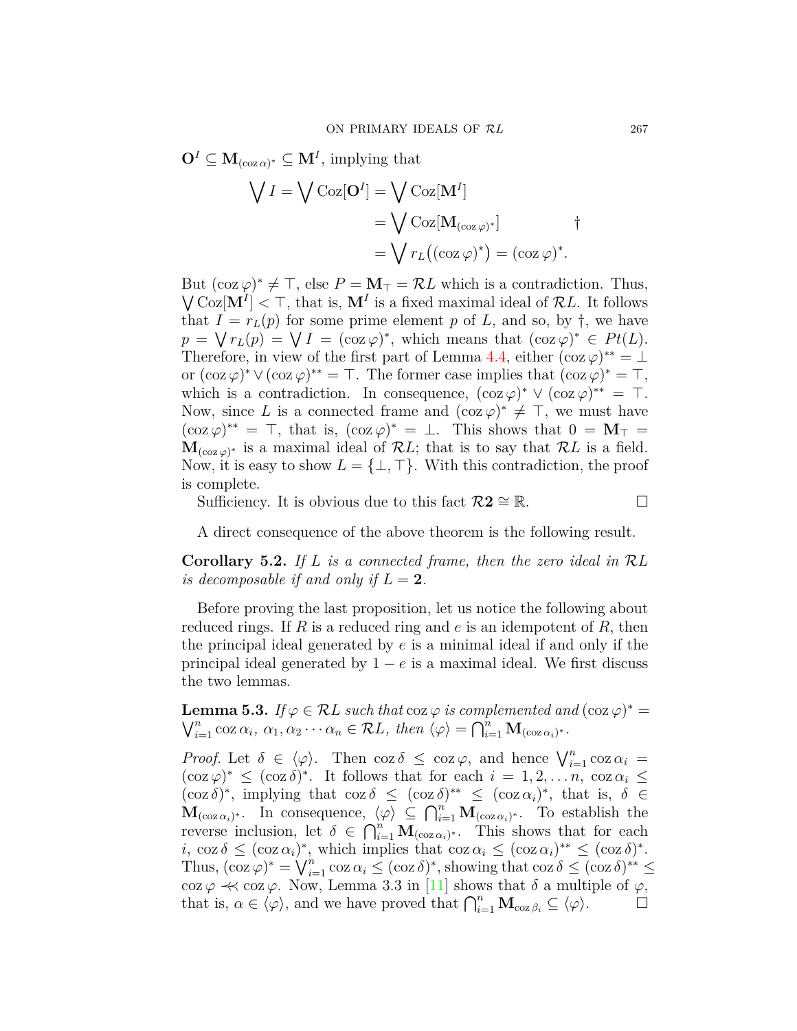$\mathbf{O}^I \subseteq \mathbf{M}_{(\operatorname{coz}\alpha)^*} \subseteq \mathbf{M}^I$, implying that

$$\begin{aligned} \bigvee I = \bigvee \operatorname{Coz}[\mathbf{O}^I] &= \bigvee \operatorname{Coz}[\mathbf{M}^I] \\ &= \bigvee \operatorname{Coz}[\mathbf{M}_{(\operatorname{coz}\varphi)^*}] \qquad\qquad \dagger \\ &= \bigvee r_L\big((\operatorname{coz}\varphi)^*\big) = (\operatorname{coz}\varphi)^*. \end{aligned}$$

But $(\operatorname{coz}\varphi)^* \neq \top$, else $P = \mathbf{M}_\top = \mathcal{R}L$ which is a contradiction. Thus, $\bigvee \operatorname{Coz}[\mathbf{M}^I] < \top$, that is, $\mathbf{M}^I$ is a fixed maximal ideal of $\mathcal{R}L$. It follows that $I = r_L(p)$ for some prime element $p$ of $L$, and so, by $\dagger$, we have $p = \bigvee r_L(p) = \bigvee I = (\operatorname{coz}\varphi)^*$, which means that $(\operatorname{coz}\varphi)^* \in Pt(L)$. Therefore, in view of the first part of Lemma 4.4, either $(\operatorname{coz}\varphi)^{**} = \bot$ or $(\operatorname{coz}\varphi)^* \vee (\operatorname{coz}\varphi)^{**} = \top$. The former case implies that $(\operatorname{coz}\varphi)^* = \top$, which is a contradiction. In consequence, $(\operatorname{coz}\varphi)^* \vee (\operatorname{coz}\varphi)^{**} = \top$. Now, since $L$ is a connected frame and $(\operatorname{coz}\varphi)^* \neq \top$, we must have $(\operatorname{coz}\varphi)^{**} = \top$, that is, $(\operatorname{coz}\varphi)^* = \bot$. This shows that $0 = \mathbf{M}_\top = \mathbf{M}_{(\operatorname{coz}\varphi)^*}$ is a maximal ideal of $\mathcal{R}L$; that is to say that $\mathcal{R}L$ is a field. Now, it is easy to show $L = \{\bot, \top\}$. With this contradiction, the proof is complete.

Sufficiency. It is obvious due to this fact $\mathcal{R}\mathbf{2} \cong \mathbb{R}$. □

A direct consequence of the above theorem is the following result.

**Corollary 5.2.** *If $L$ is a connected frame, then the zero ideal in $\mathcal{R}L$ is decomposable if and only if $L = \mathbf{2}$.*

Before proving the last proposition, let us notice the following about reduced rings. If $R$ is a reduced ring and $e$ is an idempotent of $R$, then the principal ideal generated by $e$ is a minimal ideal if and only if the principal ideal generated by $1 - e$ is a maximal ideal. We first discuss the two lemmas.

**Lemma 5.3.** *If $\varphi \in \mathcal{R}L$ such that $\operatorname{coz}\varphi$ is complemented and $(\operatorname{coz}\varphi)^* = \bigvee_{i=1}^n \operatorname{coz}\alpha_i$, $\alpha_1, \alpha_2 \cdots \alpha_n \in \mathcal{R}L$, then $\langle\varphi\rangle = \bigcap_{i=1}^n \mathbf{M}_{(\operatorname{coz}\alpha_i)^*}$.*

*Proof.* Let $\delta \in \langle\varphi\rangle$. Then $\operatorname{coz}\delta \leq \operatorname{coz}\varphi$, and hence $\bigvee_{i=1}^n \operatorname{coz}\alpha_i = (\operatorname{coz}\varphi)^* \leq (\operatorname{coz}\delta)^*$. It follows that for each $i = 1, 2, \ldots n$, $\operatorname{coz}\alpha_i \leq (\operatorname{coz}\delta)^*$, implying that $\operatorname{coz}\delta \leq (\operatorname{coz}\delta)^{**} \leq (\operatorname{coz}\alpha_i)^*$, that is, $\delta \in \mathbf{M}_{(\operatorname{coz}\alpha_i)^*}$. In consequence, $\langle\varphi\rangle \subseteq \bigcap_{i=1}^n \mathbf{M}_{(\operatorname{coz}\alpha_i)^*}$. To establish the reverse inclusion, let $\delta \in \bigcap_{i=1}^n \mathbf{M}_{(\operatorname{coz}\alpha_i)^*}$. This shows that for each $i$, $\operatorname{coz}\delta \leq (\operatorname{coz}\alpha_i)^*$, which implies that $\operatorname{coz}\alpha_i \leq (\operatorname{coz}\alpha_i)^{**} \leq (\operatorname{coz}\delta)^*$. Thus, $(\operatorname{coz}\varphi)^* = \bigvee_{i=1}^n \operatorname{coz}\alpha_i \leq (\operatorname{coz}\delta)^*$, showing that $\operatorname{coz}\delta \leq (\operatorname{coz}\delta)^{**} \leq \operatorname{coz}\varphi \prec\!\!\prec \operatorname{coz}\varphi$. Now, Lemma 3.3 in [11] shows that $\delta$ a multiple of $\varphi$, that is, $\alpha \in \langle\varphi\rangle$, and we have proved that $\bigcap_{i=1}^n \mathbf{M}_{\operatorname{coz}\beta_i} \subseteq \langle\varphi\rangle$. □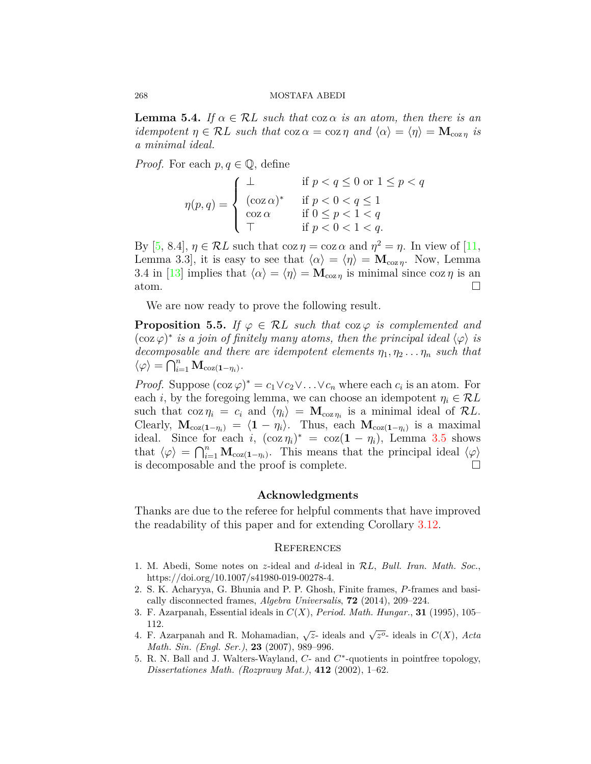**Lemma 5.4.** *If $\alpha \in \mathcal{R}L$ such that $\operatorname{coz}\alpha$ is an atom, then there is an idempotent $\eta \in \mathcal{R}L$ such that $\operatorname{coz}\alpha = \operatorname{coz}\eta$ and $\langle\alpha\rangle = \langle\eta\rangle = \mathbf{M}_{\operatorname{coz}\eta}$ is a minimal ideal.*

*Proof.* For each $p, q \in \mathbb{Q}$, define

$$\eta(p,q) = \begin{cases} \bot & \text{if } p < q \leq 0 \text{ or } 1 \leq p < q \\ (\operatorname{coz}\alpha)^* & \text{if } p < 0 < q \leq 1 \\ \operatorname{coz}\alpha & \text{if } 0 \leq p < 1 < q \\ \top & \text{if } p < 0 < 1 < q. \end{cases}$$

By [5, 8.4], $\eta \in \mathcal{R}L$ such that $\operatorname{coz}\eta = \operatorname{coz}\alpha$ and $\eta^2 = \eta$. In view of [11, Lemma 3.3], it is easy to see that $\langle\alpha\rangle = \langle\eta\rangle = \mathbf{M}_{\operatorname{coz}\eta}$. Now, Lemma 3.4 in [13] implies that $\langle\alpha\rangle = \langle\eta\rangle = \mathbf{M}_{\operatorname{coz}\eta}$ is minimal since $\operatorname{coz}\eta$ is an atom. □

We are now ready to prove the following result.

**Proposition 5.5.** *If $\varphi \in \mathcal{R}L$ such that $\operatorname{coz}\varphi$ is complemented and $(\operatorname{coz}\varphi)^*$ is a join of finitely many atoms, then the principal ideal $\langle\varphi\rangle$ is decomposable and there are idempotent elements $\eta_1, \eta_2 \dots \eta_n$ such that $\langle\varphi\rangle = \bigcap_{i=1}^{n} \mathbf{M}_{\operatorname{coz}(\mathbf{1}-\eta_i)}$.*

*Proof.* Suppose $(\operatorname{coz}\varphi)^* = c_1 \vee c_2 \vee \dots \vee c_n$ where each $c_i$ is an atom. For each $i$, by the foregoing lemma, we can choose an idempotent $\eta_i \in \mathcal{R}L$ such that $\operatorname{coz}\eta_i = c_i$ and $\langle\eta_i\rangle = \mathbf{M}_{\operatorname{coz}\eta_i}$ is a minimal ideal of $\mathcal{R}L$. Clearly, $\mathbf{M}_{\operatorname{coz}(\mathbf{1}-\eta_i)} = \langle\mathbf{1}-\eta_i\rangle$. Thus, each $\mathbf{M}_{\operatorname{coz}(\mathbf{1}-\eta_i)}$ is a maximal ideal. Since for each $i$, $(\operatorname{coz}\eta_i)^* = \operatorname{coz}(\mathbf{1}-\eta_i)$, Lemma 3.5 shows that $\langle\varphi\rangle = \bigcap_{i=1}^{n} \mathbf{M}_{\operatorname{coz}(\mathbf{1}-\eta_i)}$. This means that the principal ideal $\langle\varphi\rangle$ is decomposable and the proof is complete. □

## Acknowledgments

Thanks are due to the referee for helpful comments that have improved the readability of this paper and for extending Corollary 3.12.

## References

1. M. Abedi, Some notes on $z$-ideal and $d$-ideal in $\mathcal{R}L$, *Bull. Iran. Math. Soc.*, https://doi.org/10.1007/s41980-019-00278-4.
2. S. K. Acharyya, G. Bhunia and P. P. Ghosh, Finite frames, $P$-frames and basically disconnected frames, *Algebra Universalis*, **72** (2014), 209–224.
3. F. Azarpanah, Essential ideals in $C(X)$, *Period. Math. Hungar.*, **31** (1995), 105–112.
4. F. Azarpanah and R. Mohamadian, $\sqrt{z}$- ideals and $\sqrt{z^o}$- ideals in $C(X)$, *Acta Math. Sin. (Engl. Ser.)*, **23** (2007), 989–996.
5. R. N. Ball and J. Walters-Wayland, $C$- and $C^*$-quotients in pointfree topology, *Dissertationes Math. (Rozprawy Mat.)*, **412** (2002), 1–62.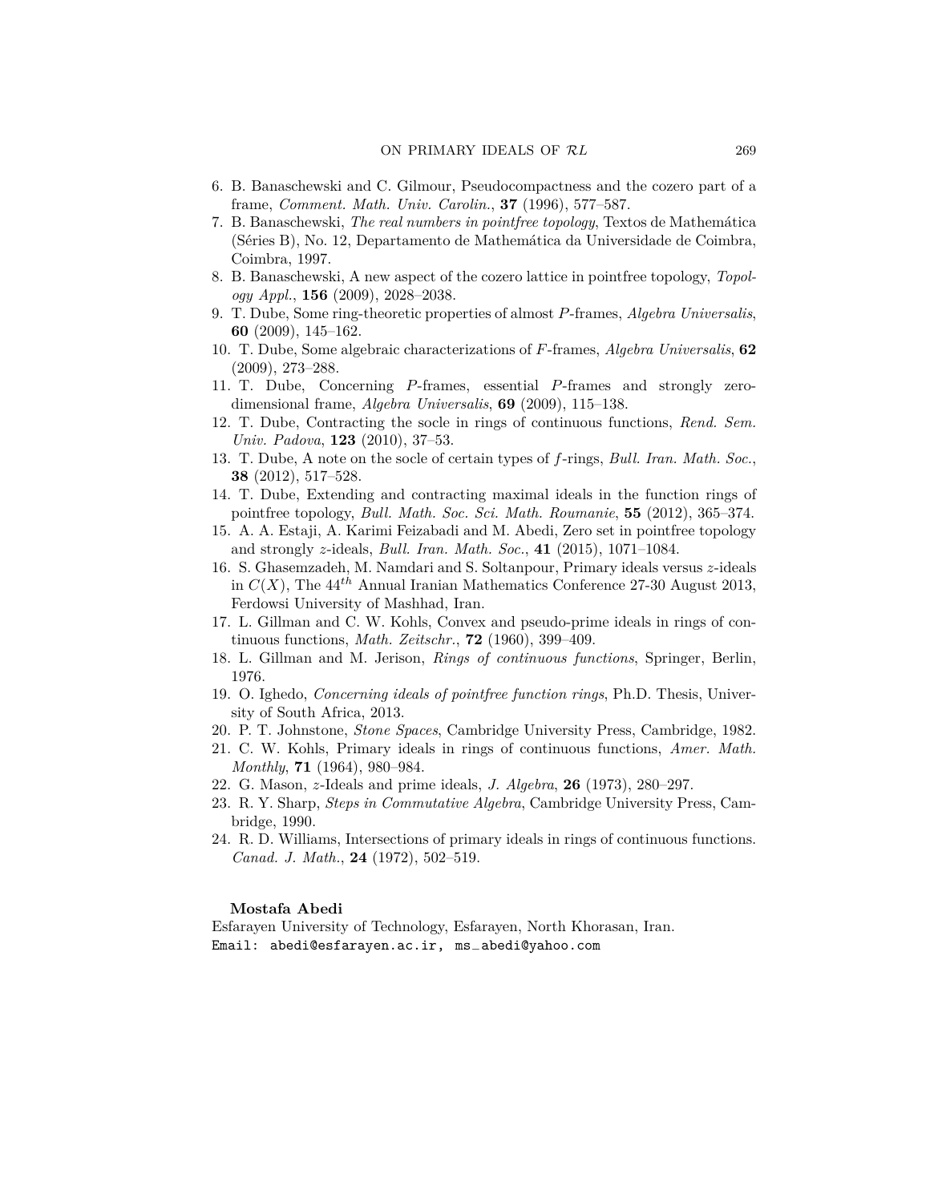6. B. Banaschewski and C. Gilmour, Pseudocompactness and the cozero part of a frame, *Comment. Math. Univ. Carolin.*, **37** (1996), 577–587.
7. B. Banaschewski, *The real numbers in pointfree topology*, Textos de Mathemática (Séries B), No. 12, Departamento de Mathemática da Universidade de Coimbra, Coimbra, 1997.
8. B. Banaschewski, A new aspect of the cozero lattice in pointfree topology, *Topology Appl.*, **156** (2009), 2028–2038.
9. T. Dube, Some ring-theoretic properties of almost $P$-frames, *Algebra Universalis*, **60** (2009), 145–162.
10. T. Dube, Some algebraic characterizations of $F$-frames, *Algebra Universalis*, **62** (2009), 273–288.
11. T. Dube, Concerning $P$-frames, essential $P$-frames and strongly zero-dimensional frame, *Algebra Universalis*, **69** (2009), 115–138.
12. T. Dube, Contracting the socle in rings of continuous functions, *Rend. Sem. Univ. Padova*, **123** (2010), 37–53.
13. T. Dube, A note on the socle of certain types of $f$-rings, *Bull. Iran. Math. Soc.*, **38** (2012), 517–528.
14. T. Dube, Extending and contracting maximal ideals in the function rings of pointfree topology, *Bull. Math. Soc. Sci. Math. Roumanie*, **55** (2012), 365–374.
15. A. A. Estaji, A. Karimi Feizabadi and M. Abedi, Zero set in pointfree topology and strongly $z$-ideals, *Bull. Iran. Math. Soc.*, **41** (2015), 1071–1084.
16. S. Ghasemzadeh, M. Namdari and S. Soltanpour, Primary ideals versus $z$-ideals in $C(X)$, The $44^{th}$ Annual Iranian Mathematics Conference 27-30 August 2013, Ferdowsi University of Mashhad, Iran.
17. L. Gillman and C. W. Kohls, Convex and pseudo-prime ideals in rings of continuous functions, *Math. Zeitschr.*, **72** (1960), 399–409.
18. L. Gillman and M. Jerison, *Rings of continuous functions*, Springer, Berlin, 1976.
19. O. Ighedo, *Concerning ideals of pointfree function rings*, Ph.D. Thesis, University of South Africa, 2013.
20. P. T. Johnstone, *Stone Spaces*, Cambridge University Press, Cambridge, 1982.
21. C. W. Kohls, Primary ideals in rings of continuous functions, *Amer. Math. Monthly*, **71** (1964), 980–984.
22. G. Mason, $z$-Ideals and prime ideals, *J. Algebra*, **26** (1973), 280–297.
23. R. Y. Sharp, *Steps in Commutative Algebra*, Cambridge University Press, Cambridge, 1990.
24. R. D. Williams, Intersections of primary ideals in rings of continuous functions. *Canad. J. Math.*, **24** (1972), 502–519.

**Mostafa Abedi**

Esfarayen University of Technology, Esfarayen, North Khorasan, Iran.

Email: `abedi@esfarayen.ac.ir, ms_abedi@yahoo.com`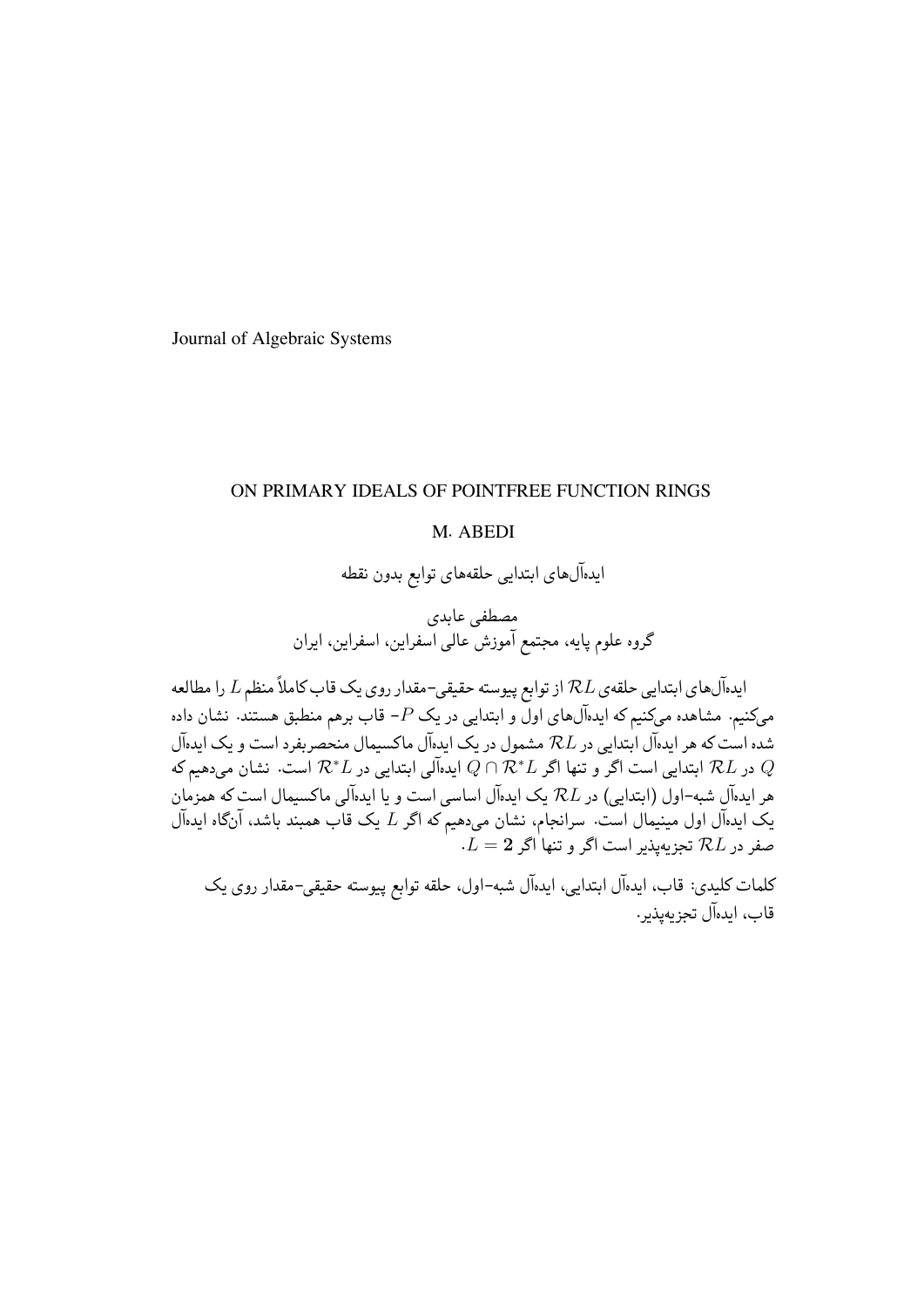Journal of Algebraic Systems

## ON PRIMARY IDEALS OF POINTFREE FUNCTION RINGS

M. ABEDI

## ایده‌آل‌های ابتدایی حلقه‌های توابع بدون نقطه

مصطفی عابدی

گروه علوم پایه، مجتمع آموزش عالی اسفراین، اسفراین، ایران

ایده‌آل‌های ابتدایی حلقه‌ی $\mathcal{R}L$ از توابع پیوسته حقیقی-مقدار روی یک قاب کاملاً منظم $L$ را مطالعه می‌کنیم. مشاهده می‌کنیم که ایده‌آل‌های اول و ابتدایی در یک $P$- قاب برهم منطبق هستند. نشان داده شده است که هر ایده‌آل ابتدایی در $\mathcal{R}L$ مشمول در یک ایده‌آل ماکسیمال منحصربفرد است و یک ایده‌آل $Q$ در $\mathcal{R}L$ ابتدایی است اگر و تنها اگر $Q \cap \mathcal{R}^*L$ ایده‌آلی ابتدایی در $\mathcal{R}^*L$ است. نشان می‌دهیم که هر ایده‌آل شبه-اول (ابتدایی) در $\mathcal{R}L$ یک ایده‌آل اساسی است و یا ایده‌آلی ماکسیمال است که همزمان یک ایده‌آل اول مینیمال است. سرانجام، نشان می‌دهیم که اگر $L$ یک قاب همبند باشد، آنگاه ایده‌آل صفر در $\mathcal{R}L$ تجزیه‌پذیر است اگر و تنها اگر $L = \mathbf{2}$.

کلمات کلیدی: قاب، ایده‌آل ابتدایی، ایده‌آل شبه-اول، حلقه توابع پیوسته حقیقی-مقدار روی یک قاب، ایده‌آل تجزیه‌پذیر.